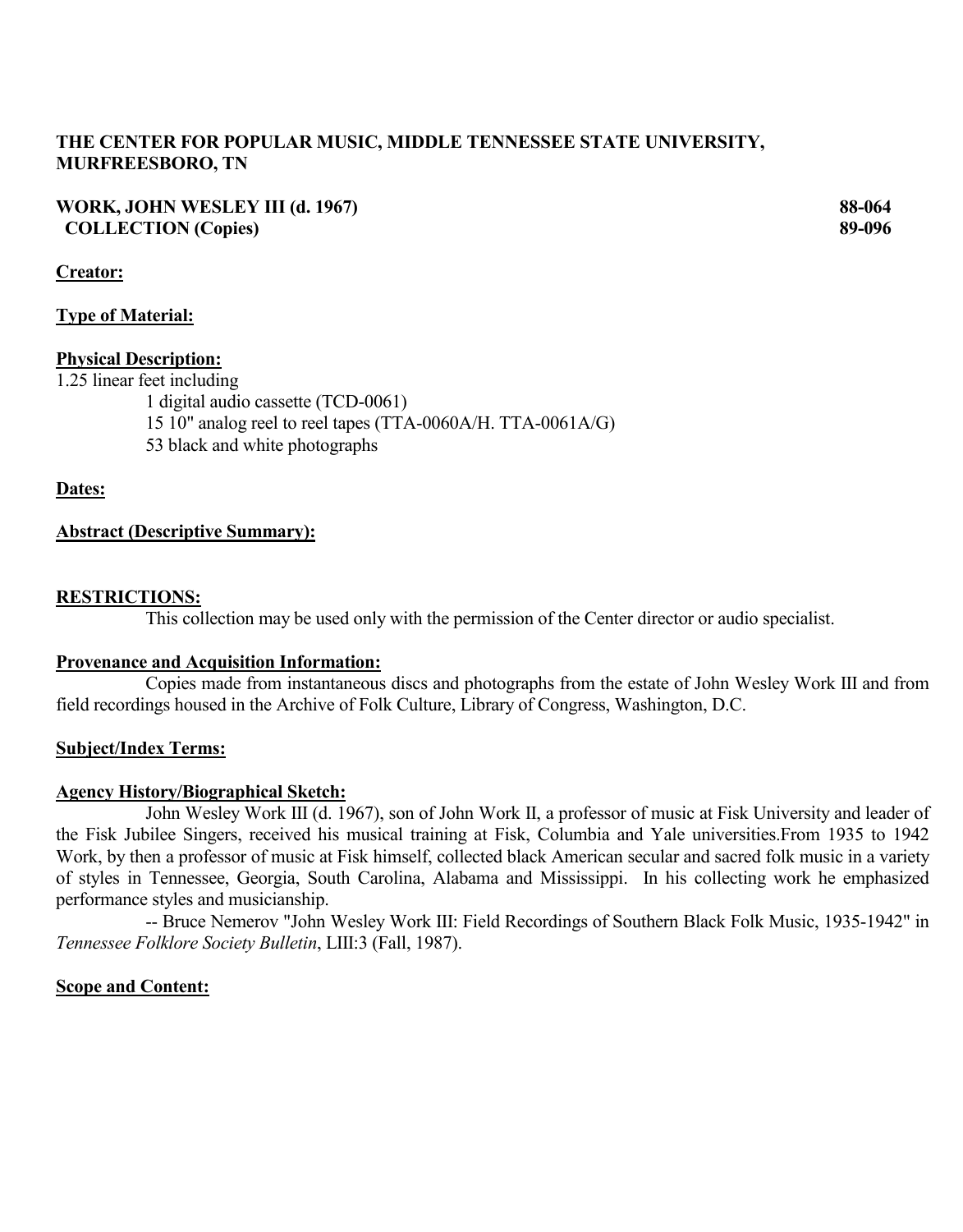**THE CENTER FOR POPULAR MUSIC, MIDDLE TENNESSEE STATE UNIVERSITY, MURFREESBORO, TN**

**WORK, JOHN WESLEY III (d. 1967) COLLECTION (Copies)** — **88-064 89-096**

**Creator:**

**Type of Material:**

**Physical Description:**

1.25 linear feet including

- 1 digital audio cassette (TCD-0061)
- 15 10" analog reel to reel tapes (TTA-0060A/H. TTA-0061A/G)
- 53 black and white photographs

**Dates:**

**Abstract (Descriptive Summary):**

**RESTRICTIONS:**

This collection may be used only with the permission of the Center director or audio specialist.

**Provenance and Acquisition Information:**

Copies made from instantaneous discs and photographs from the estate of John Wesley Work III and from field recordings housed in the Archive of Folk Culture, Library of Congress, Washington, D.C.

**Subject/Index Terms:**

**Agency History/Biographical Sketch:**

John Wesley Work III (d. 1967), son of John Work II, a professor of music at Fisk University and leader of the Fisk Jubilee Singers, received his musical training at Fisk, Columbia and Yale universities.From 1935 to 1942 Work, by then a professor of music at Fisk himself, collected black American secular and sacred folk music in a variety of styles in Tennessee, Georgia, South Carolina, Alabama and Mississippi. In his collecting work he emphasized performance styles and musicianship.

-- Bruce Nemerov "John Wesley Work III: Field Recordings of Southern Black Folk Music, 1935-1942" in *Tennessee Folklore Society Bulletin*, LIII:3 (Fall, 1987).

**Scope and Content:**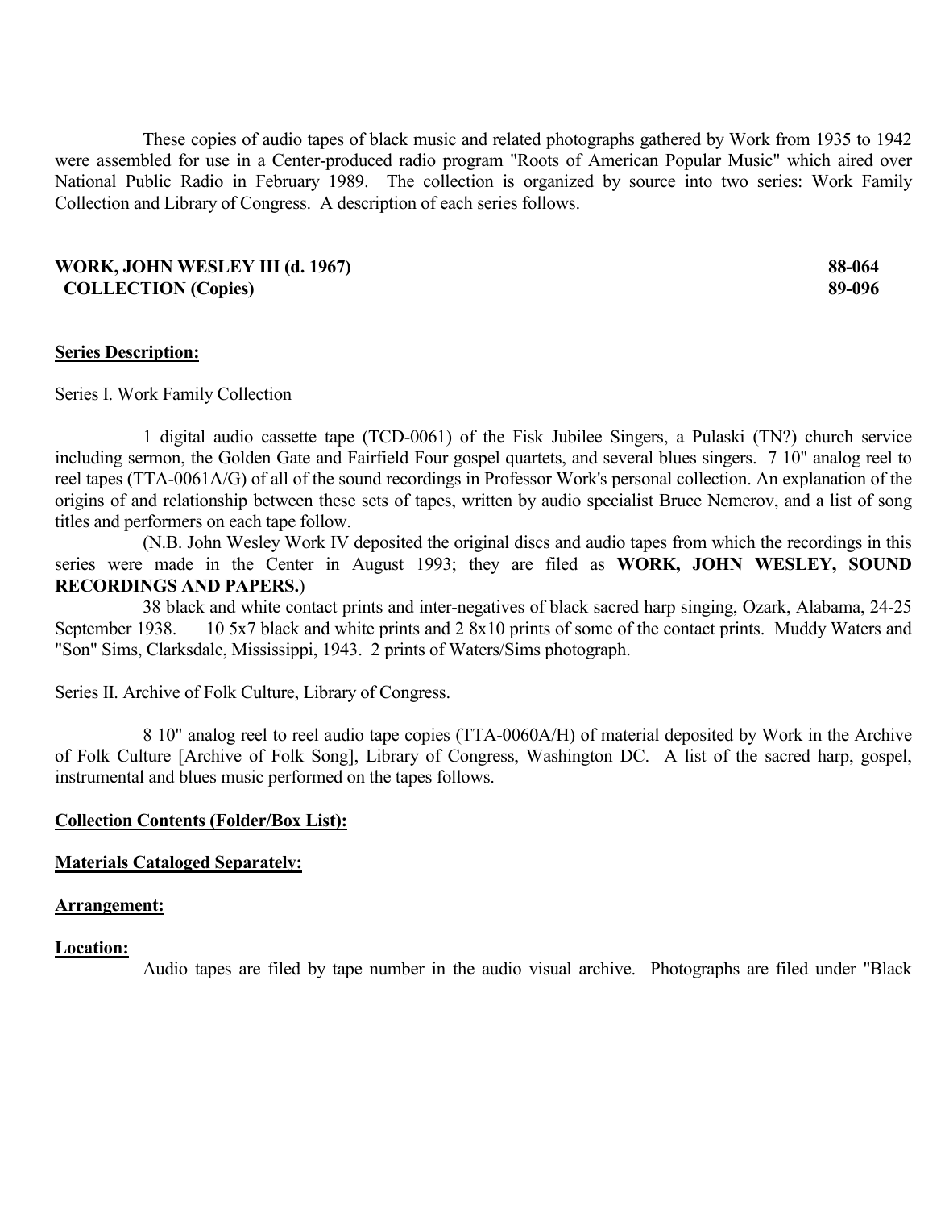These copies of audio tapes of black music and related photographs gathered by Work from 1935 to 1942 were assembled for use in a Center-produced radio program "Roots of American Popular Music" which aired over National Public Radio in February 1989. The collection is organized by source into two series: Work Family Collection and Library of Congress. A description of each series follows.

**WORK, JOHN WESLEY III (d. 1967) — 88-064**
**COLLECTION (Copies) — 89-096**

**Series Description:**

Series I. Work Family Collection

1 digital audio cassette tape (TCD-0061) of the Fisk Jubilee Singers, a Pulaski (TN?) church service including sermon, the Golden Gate and Fairfield Four gospel quartets, and several blues singers. 7 10" analog reel to reel tapes (TTA-0061A/G) of all of the sound recordings in Professor Work's personal collection. An explanation of the origins of and relationship between these sets of tapes, written by audio specialist Bruce Nemerov, and a list of song titles and performers on each tape follow.

(N.B. John Wesley Work IV deposited the original discs and audio tapes from which the recordings in this series were made in the Center in August 1993; they are filed as **WORK, JOHN WESLEY, SOUND RECORDINGS AND PAPERS.**)

38 black and white contact prints and inter-negatives of black sacred harp singing, Ozark, Alabama, 24-25 September 1938. 10 5x7 black and white prints and 2 8x10 prints of some of the contact prints. Muddy Waters and "Son" Sims, Clarksdale, Mississippi, 1943. 2 prints of Waters/Sims photograph.

Series II. Archive of Folk Culture, Library of Congress.

8 10" analog reel to reel audio tape copies (TTA-0060A/H) of material deposited by Work in the Archive of Folk Culture [Archive of Folk Song], Library of Congress, Washington DC. A list of the sacred harp, gospel, instrumental and blues music performed on the tapes follows.

**Collection Contents (Folder/Box List):**

**Materials Cataloged Separately:**

**Arrangement:**

**Location:**

Audio tapes are filed by tape number in the audio visual archive. Photographs are filed under "Black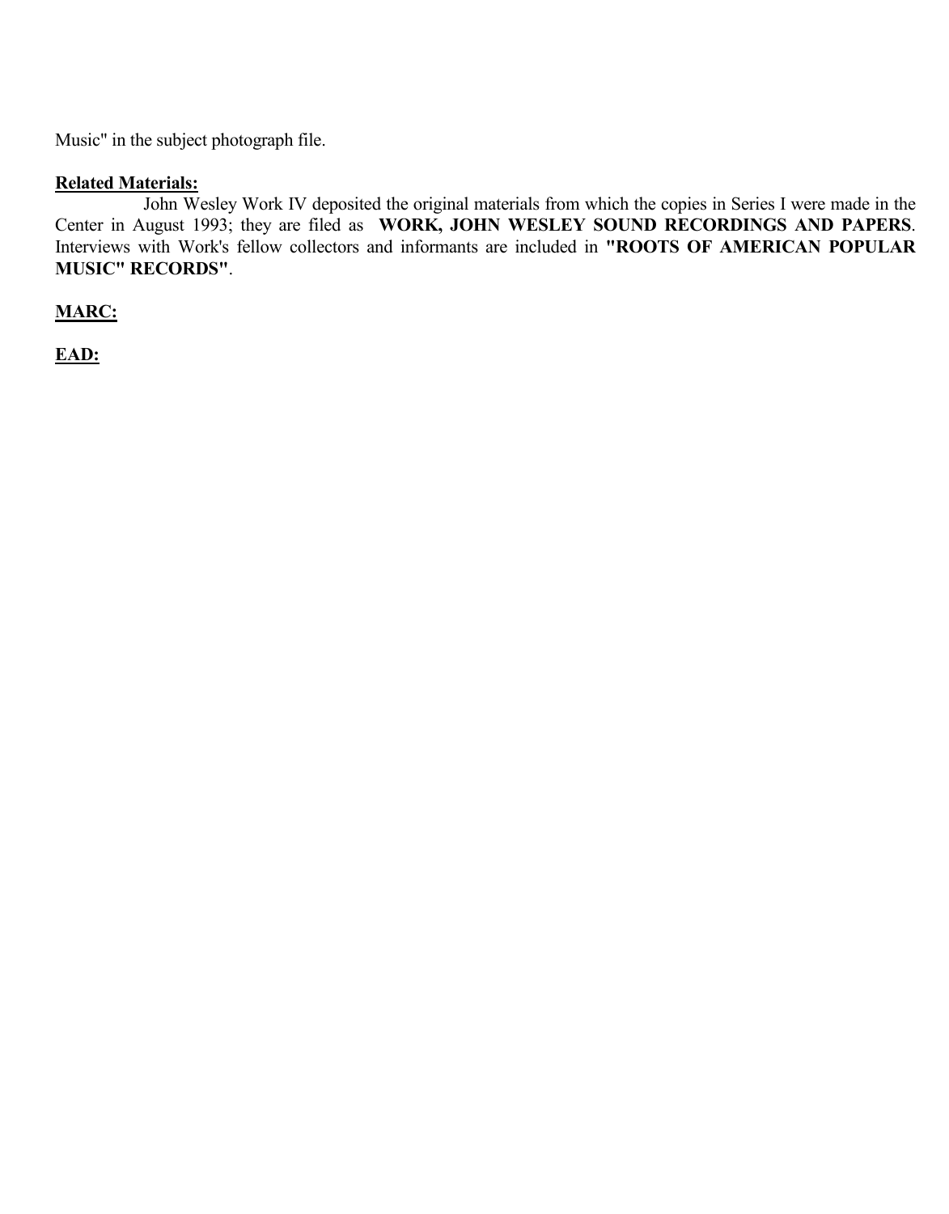Music" in the subject photograph file.

**Related Materials:**

John Wesley Work IV deposited the original materials from which the copies in Series I were made in the Center in August 1993; they are filed as **WORK, JOHN WESLEY SOUND RECORDINGS AND PAPERS**. Interviews with Work's fellow collectors and informants are included in **"ROOTS OF AMERICAN POPULAR MUSIC" RECORDS"**.

**MARC:**

**EAD:**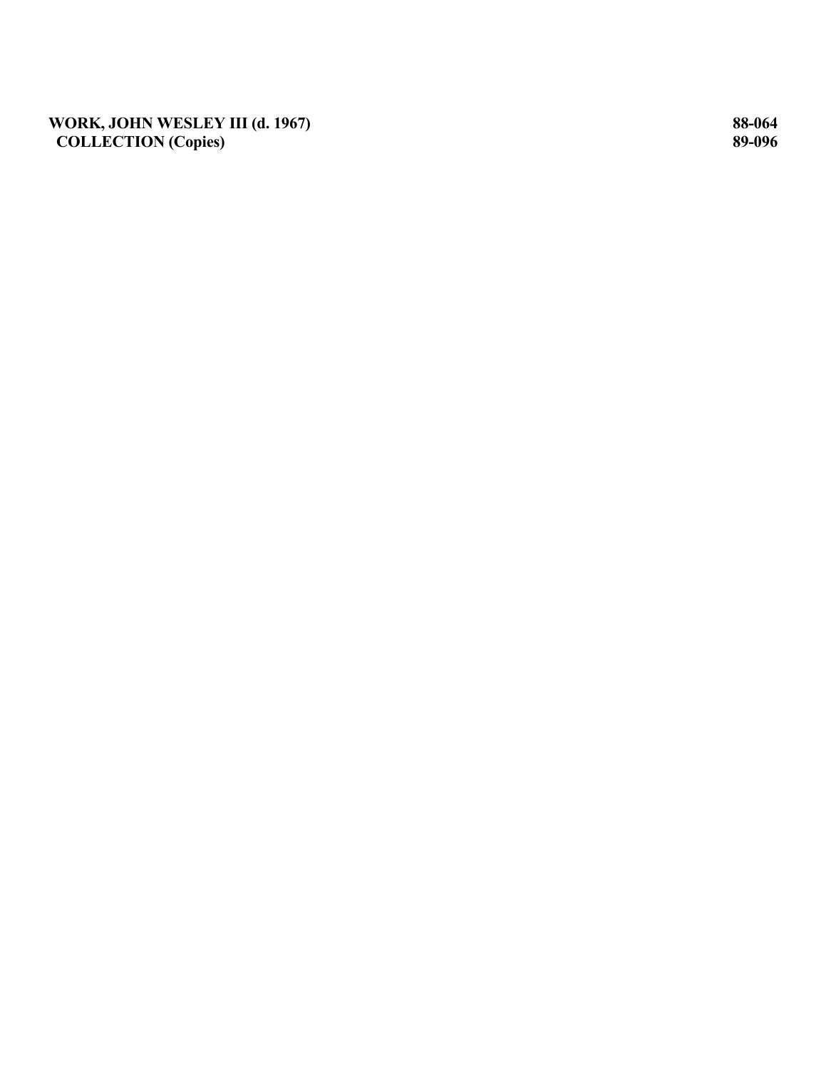**WORK, JOHN WESLEY III (d. 1967)** **88-064**
**COLLECTION (Copies)** **89-096**